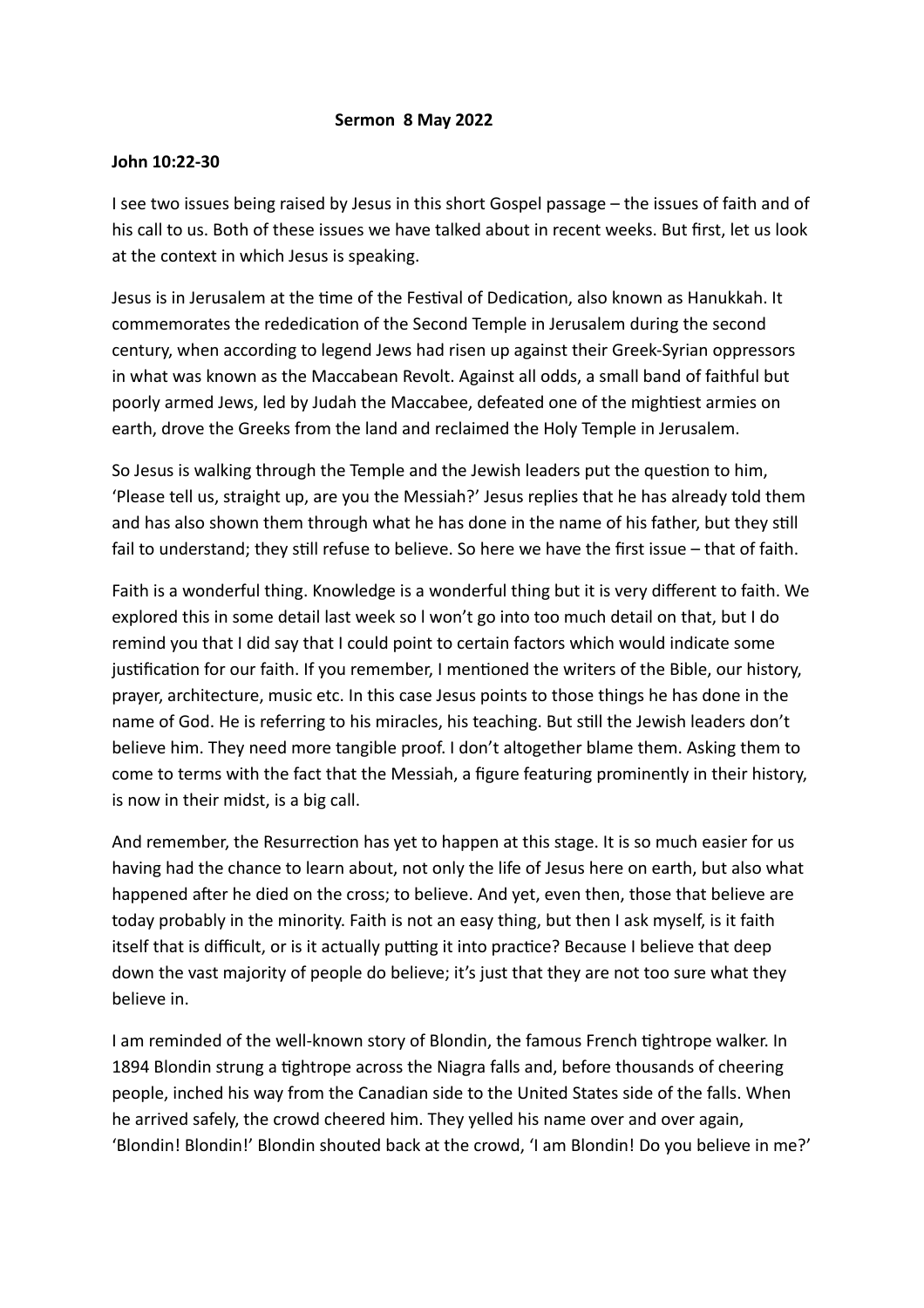**Sermon 8 May 2022**

**John 10:22-30**

I see two issues being raised by Jesus in this short Gospel passage – the issues of faith and of his call to us. Both of these issues we have talked about in recent weeks. But first, let us look at the context in which Jesus is speaking.

Jesus is in Jerusalem at the time of the Festival of Dedication, also known as Hanukkah. It commemorates the rededication of the Second Temple in Jerusalem during the second century, when according to legend Jews had risen up against their Greek-Syrian oppressors in what was known as the Maccabean Revolt. Against all odds, a small band of faithful but poorly armed Jews, led by Judah the Maccabee, defeated one of the mightiest armies on earth, drove the Greeks from the land and reclaimed the Holy Temple in Jerusalem.

So Jesus is walking through the Temple and the Jewish leaders put the question to him, 'Please tell us, straight up, are you the Messiah?' Jesus replies that he has already told them and has also shown them through what he has done in the name of his father, but they still fail to understand; they still refuse to believe. So here we have the first issue – that of faith.

Faith is a wonderful thing. Knowledge is a wonderful thing but it is very different to faith. We explored this in some detail last week so I won't go into too much detail on that, but I do remind you that I did say that I could point to certain factors which would indicate some justification for our faith. If you remember, I mentioned the writers of the Bible, our history, prayer, architecture, music etc. In this case Jesus points to those things he has done in the name of God. He is referring to his miracles, his teaching. But still the Jewish leaders don't believe him. They need more tangible proof. I don't altogether blame them. Asking them to come to terms with the fact that the Messiah, a figure featuring prominently in their history, is now in their midst, is a big call.

And remember, the Resurrection has yet to happen at this stage. It is so much easier for us having had the chance to learn about, not only the life of Jesus here on earth, but also what happened after he died on the cross; to believe. And yet, even then, those that believe are today probably in the minority. Faith is not an easy thing, but then I ask myself, is it faith itself that is difficult, or is it actually putting it into practice? Because I believe that deep down the vast majority of people do believe; it's just that they are not too sure what they believe in.

I am reminded of the well-known story of Blondin, the famous French tightrope walker. In 1894 Blondin strung a tightrope across the Niagra falls and, before thousands of cheering people, inched his way from the Canadian side to the United States side of the falls. When he arrived safely, the crowd cheered him. They yelled his name over and over again, 'Blondin! Blondin!' Blondin shouted back at the crowd, 'I am Blondin! Do you believe in me?'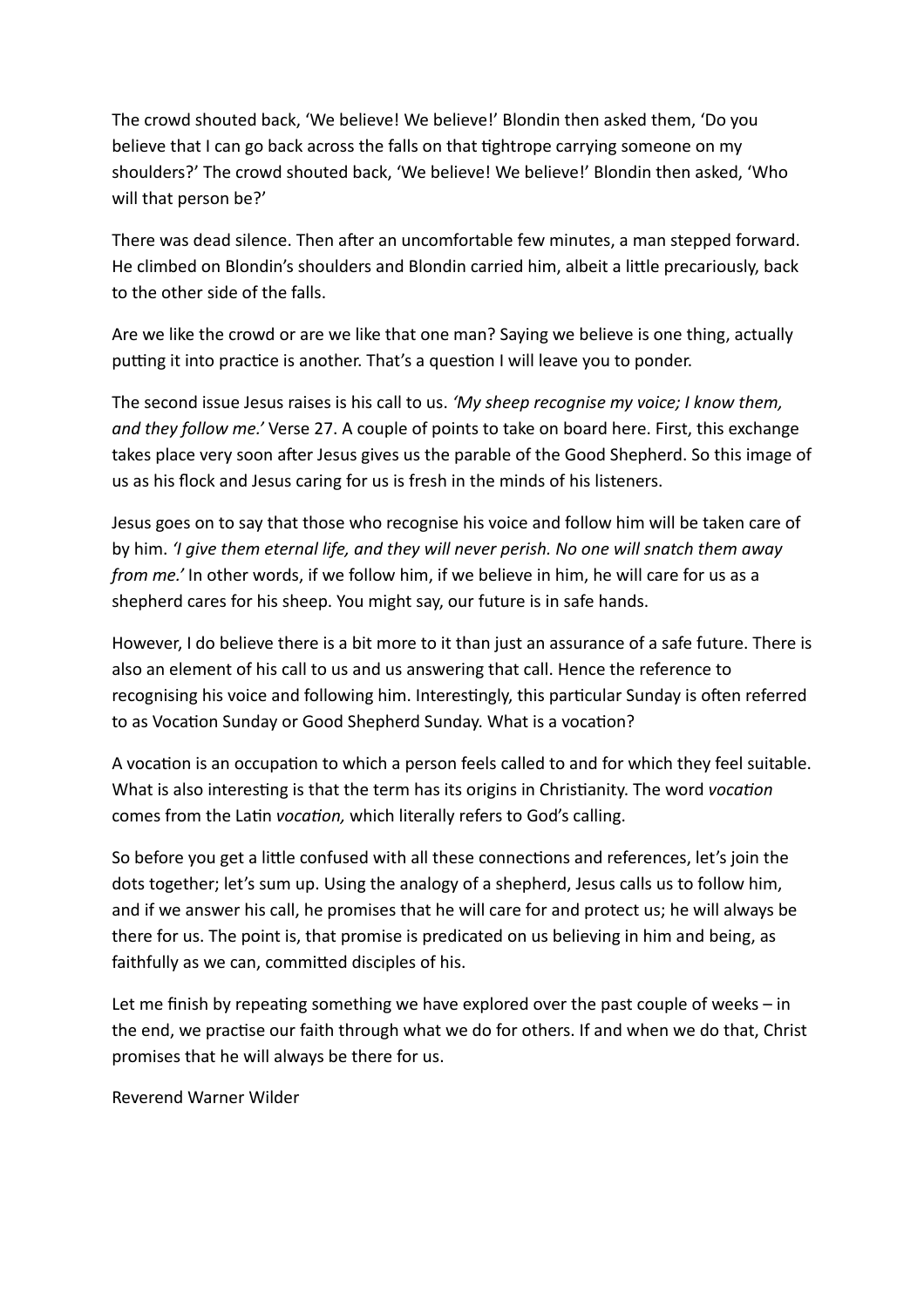The crowd shouted back, 'We believe! We believe!' Blondin then asked them, 'Do you believe that I can go back across the falls on that tightrope carrying someone on my shoulders?' The crowd shouted back, 'We believe! We believe!' Blondin then asked, 'Who will that person be?'

There was dead silence. Then after an uncomfortable few minutes, a man stepped forward. He climbed on Blondin's shoulders and Blondin carried him, albeit a little precariously, back to the other side of the falls.

Are we like the crowd or are we like that one man? Saying we believe is one thing, actually putting it into practice is another. That's a question I will leave you to ponder.

The second issue Jesus raises is his call to us. *'My sheep recognise my voice; I know them, and they follow me.'* Verse 27. A couple of points to take on board here. First, this exchange takes place very soon after Jesus gives us the parable of the Good Shepherd. So this image of us as his flock and Jesus caring for us is fresh in the minds of his listeners.

Jesus goes on to say that those who recognise his voice and follow him will be taken care of by him. *'I give them eternal life, and they will never perish. No one will snatch them away from me.'* In other words, if we follow him, if we believe in him, he will care for us as a shepherd cares for his sheep. You might say, our future is in safe hands.

However, I do believe there is a bit more to it than just an assurance of a safe future. There is also an element of his call to us and us answering that call. Hence the reference to recognising his voice and following him. Interestingly, this particular Sunday is often referred to as Vocation Sunday or Good Shepherd Sunday. What is a vocation?

A vocation is an occupation to which a person feels called to and for which they feel suitable. What is also interesting is that the term has its origins in Christianity. The word *vocation* comes from the Latin *vocation,* which literally refers to God's calling.

So before you get a little confused with all these connections and references, let's join the dots together; let's sum up. Using the analogy of a shepherd, Jesus calls us to follow him, and if we answer his call, he promises that he will care for and protect us; he will always be there for us. The point is, that promise is predicated on us believing in him and being, as faithfully as we can, committed disciples of his.

Let me finish by repeating something we have explored over the past couple of weeks – in the end, we practise our faith through what we do for others. If and when we do that, Christ promises that he will always be there for us.

Reverend Warner Wilder